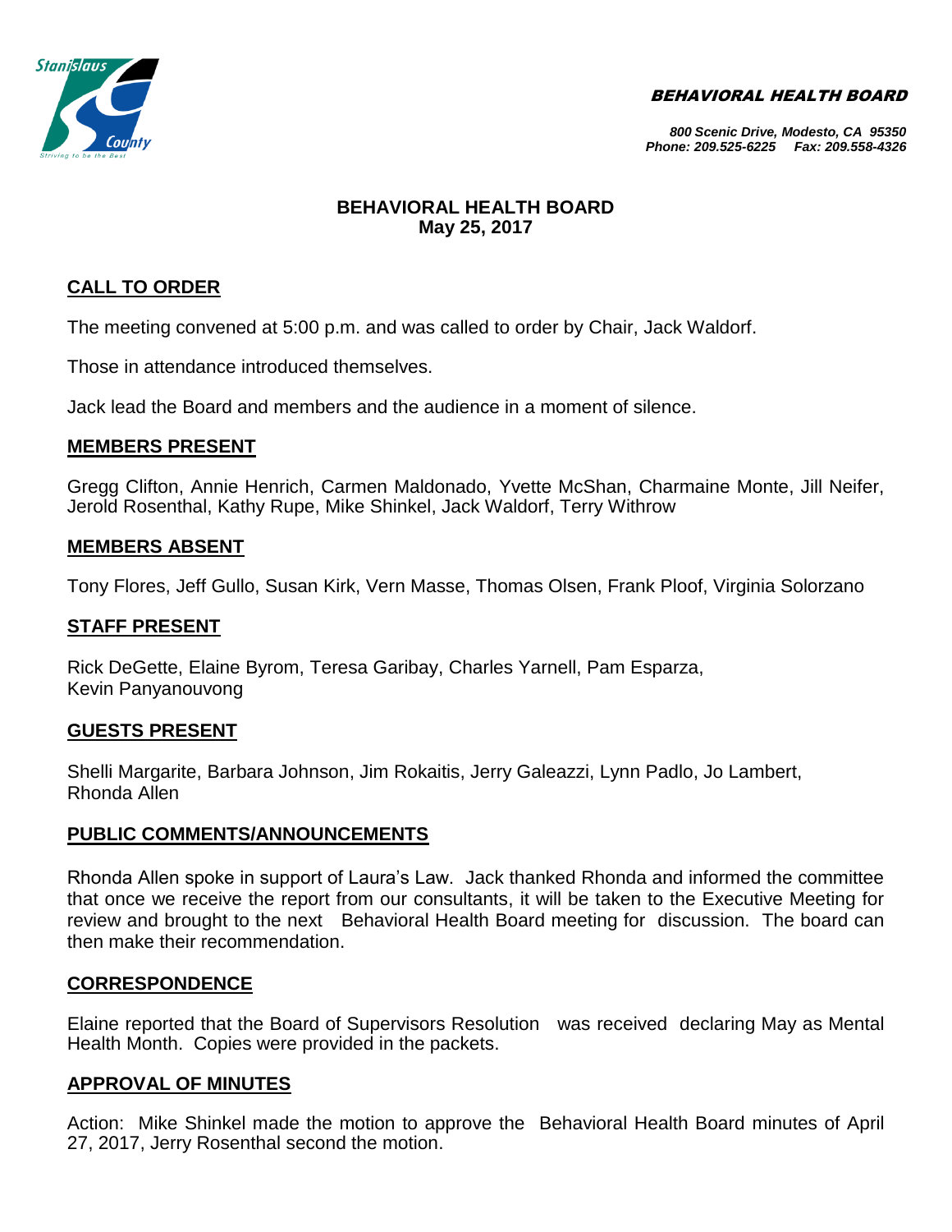BEHAVIORAL HEALTH BOARD

800 Scenic Drive, Modesto, CA 95350
Phone: 209.525-6225 Fax: 209.558-4326

# BEHAVIORAL HEALTH BOARD
## May 25, 2017

### CALL TO ORDER

The meeting convened at 5:00 p.m. and was called to order by Chair, Jack Waldorf.

Those in attendance introduced themselves.

Jack lead the Board and members and the audience in a moment of silence.

### MEMBERS PRESENT

Gregg Clifton, Annie Henrich, Carmen Maldonado, Yvette McShan, Charmaine Monte, Jill Neifer, Jerold Rosenthal, Kathy Rupe, Mike Shinkel, Jack Waldorf, Terry Withrow

### MEMBERS ABSENT

Tony Flores, Jeff Gullo, Susan Kirk, Vern Masse, Thomas Olsen, Frank Ploof, Virginia Solorzano

### STAFF PRESENT

Rick DeGette, Elaine Byrom, Teresa Garibay, Charles Yarnell, Pam Esparza, Kevin Panyanouvong

### GUESTS PRESENT

Shelli Margarite, Barbara Johnson, Jim Rokaitis, Jerry Galeazzi, Lynn Padlo, Jo Lambert, Rhonda Allen

### PUBLIC COMMENTS/ANNOUNCEMENTS

Rhonda Allen spoke in support of Laura's Law. Jack thanked Rhonda and informed the committee that once we receive the report from our consultants, it will be taken to the Executive Meeting for review and brought to the next Behavioral Health Board meeting for discussion. The board can then make their recommendation.

### CORRESPONDENCE

Elaine reported that the Board of Supervisors Resolution was received declaring May as Mental Health Month. Copies were provided in the packets.

### APPROVAL OF MINUTES

Action: Mike Shinkel made the motion to approve the Behavioral Health Board minutes of April 27, 2017, Jerry Rosenthal second the motion.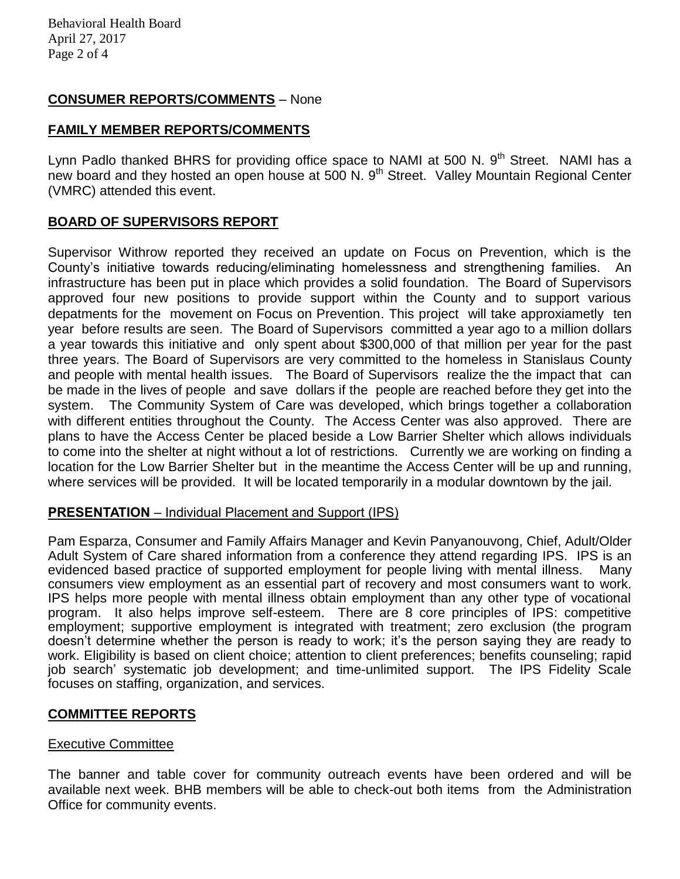## CONSUMER REPORTS/COMMENTS – None

## FAMILY MEMBER REPORTS/COMMENTS

Lynn Padlo thanked BHRS for providing office space to NAMI at 500 N. 9th Street. NAMI has a new board and they hosted an open house at 500 N. 9th Street. Valley Mountain Regional Center (VMRC) attended this event.

## BOARD OF SUPERVISORS REPORT

Supervisor Withrow reported they received an update on Focus on Prevention, which is the County's initiative towards reducing/eliminating homelessness and strengthening families. An infrastructure has been put in place which provides a solid foundation. The Board of Supervisors approved four new positions to provide support within the County and to support various depatments for the movement on Focus on Prevention. This project will take approxiametly ten year before results are seen. The Board of Supervisors committed a year ago to a million dollars a year towards this initiative and only spent about $300,000 of that million per year for the past three years. The Board of Supervisors are very committed to the homeless in Stanislaus County and people with mental health issues. The Board of Supervisors realize the the impact that can be made in the lives of people and save dollars if the people are reached before they get into the system. The Community System of Care was developed, which brings together a collaboration with different entities throughout the County. The Access Center was also approved. There are plans to have the Access Center be placed beside a Low Barrier Shelter which allows individuals to come into the shelter at night without a lot of restrictions. Currently we are working on finding a location for the Low Barrier Shelter but in the meantime the Access Center will be up and running, where services will be provided. It will be located temporarily in a modular downtown by the jail.

## PRESENTATION – Individual Placement and Support (IPS)

Pam Esparza, Consumer and Family Affairs Manager and Kevin Panyanouvong, Chief, Adult/Older Adult System of Care shared information from a conference they attend regarding IPS. IPS is an evidenced based practice of supported employment for people living with mental illness. Many consumers view employment as an essential part of recovery and most consumers want to work. IPS helps more people with mental illness obtain employment than any other type of vocational program. It also helps improve self-esteem. There are 8 core principles of IPS: competitive employment; supportive employment is integrated with treatment; zero exclusion (the program doesn't determine whether the person is ready to work; it's the person saying they are ready to work. Eligibility is based on client choice; attention to client preferences; benefits counseling; rapid job search' systematic job development; and time-unlimited support. The IPS Fidelity Scale focuses on staffing, organization, and services.

## COMMITTEE REPORTS

### Executive Committee

The banner and table cover for community outreach events have been ordered and will be available next week. BHB members will be able to check-out both items from the Administration Office for community events.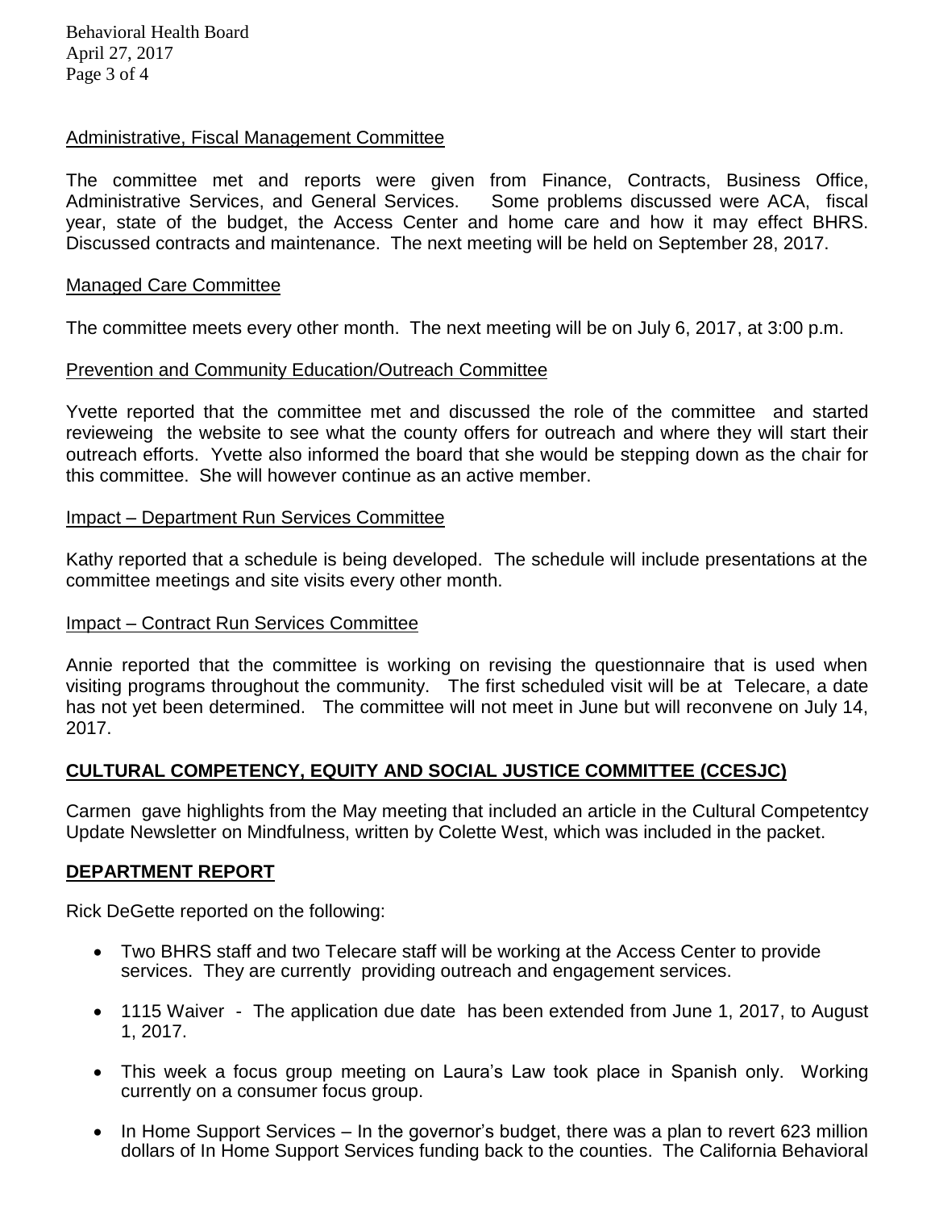Administrative, Fiscal Management Committee

The committee met and reports were given from Finance, Contracts, Business Office, Administrative Services, and General Services. Some problems discussed were ACA, fiscal year, state of the budget, the Access Center and home care and how it may effect BHRS. Discussed contracts and maintenance. The next meeting will be held on September 28, 2017.

Managed Care Committee

The committee meets every other month. The next meeting will be on July 6, 2017, at 3:00 p.m.

Prevention and Community Education/Outreach Committee

Yvette reported that the committee met and discussed the role of the committee and started revieweing the website to see what the county offers for outreach and where they will start their outreach efforts. Yvette also informed the board that she would be stepping down as the chair for this committee. She will however continue as an active member.

Impact – Department Run Services Committee

Kathy reported that a schedule is being developed. The schedule will include presentations at the committee meetings and site visits every other month.

Impact – Contract Run Services Committee

Annie reported that the committee is working on revising the questionnaire that is used when visiting programs throughout the community. The first scheduled visit will be at Telecare, a date has not yet been determined. The committee will not meet in June but will reconvene on July 14, 2017.

**CULTURAL COMPETENCY, EQUITY AND SOCIAL JUSTICE COMMITTEE (CCESJC)**

Carmen gave highlights from the May meeting that included an article in the Cultural Competentcy Update Newsletter on Mindfulness, written by Colette West, which was included in the packet.

**DEPARTMENT REPORT**

Rick DeGette reported on the following:

- Two BHRS staff and two Telecare staff will be working at the Access Center to provide services. They are currently providing outreach and engagement services.
- 1115 Waiver - The application due date has been extended from June 1, 2017, to August 1, 2017.
- This week a focus group meeting on Laura's Law took place in Spanish only. Working currently on a consumer focus group.
- In Home Support Services – In the governor's budget, there was a plan to revert 623 million dollars of In Home Support Services funding back to the counties. The California Behavioral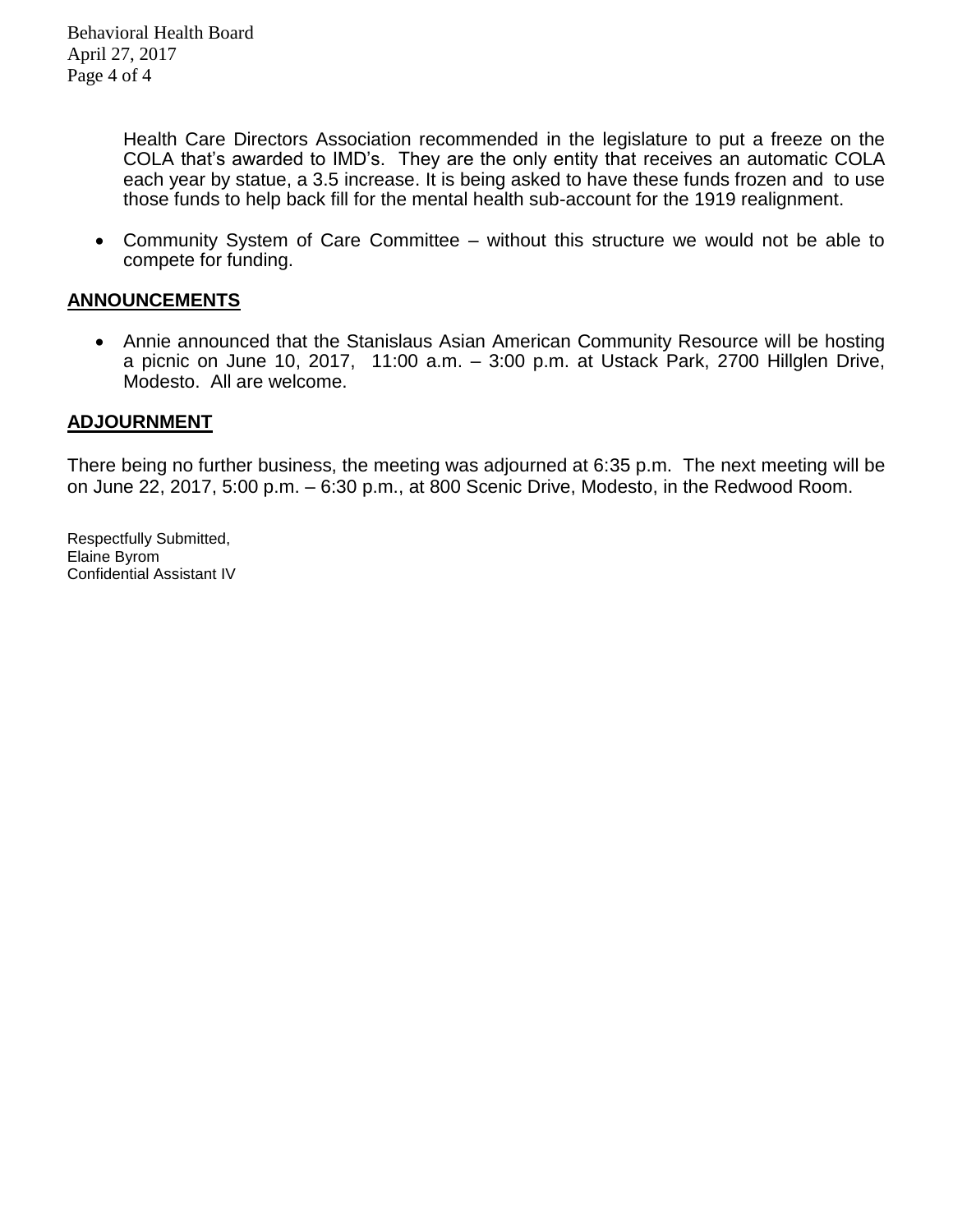Health Care Directors Association recommended in the legislature to put a freeze on the COLA that's awarded to IMD's. They are the only entity that receives an automatic COLA each year by statue, a 3.5 increase. It is being asked to have these funds frozen and to use those funds to help back fill for the mental health sub-account for the 1919 realignment.

- Community System of Care Committee – without this structure we would not be able to compete for funding.

## ANNOUNCEMENTS

- Annie announced that the Stanislaus Asian American Community Resource will be hosting a picnic on June 10, 2017, 11:00 a.m. – 3:00 p.m. at Ustack Park, 2700 Hillglen Drive, Modesto. All are welcome.

## ADJOURNMENT

There being no further business, the meeting was adjourned at 6:35 p.m. The next meeting will be on June 22, 2017, 5:00 p.m. – 6:30 p.m., at 800 Scenic Drive, Modesto, in the Redwood Room.

Respectfully Submitted,
Elaine Byrom
Confidential Assistant IV